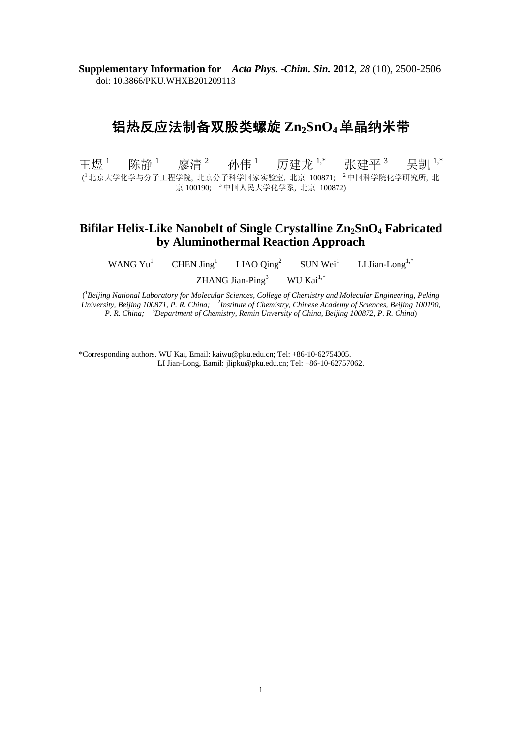**Supplementary Information for** *Acta Phys. -Chim. Sin.* **2012**, *28* (10), 2500-2506
doi: 10.3866/PKU.WHXB201209113

# 铝热反应法制备双股类螺旋 $Zn_2SnO_4$ 单晶纳米带

王煜[1] 陈静[1] 廖清[2] 孙伟[1] 厉建龙[1,*] 张建平[3] 吴凯[1,*]

([1]北京大学化学与分子工程学院, 北京分子科学国家实验室, 北京 100871; [2]中国科学院化学研究所, 北京 100190; [3]中国人民大学化学系, 北京 100872)

# Bifilar Helix-Like Nanobelt of Single Crystalline $Zn_2SnO_4$ Fabricated by Aluminothermal Reaction Approach

WANG Yu[1] CHEN Jing[1] LIAO Qing[2] SUN Wei[1] LI Jian-Long[1,*]

ZHANG Jian-Ping[3] WU Kai[1,*]

([1]*Beijing National Laboratory for Molecular Sciences, College of Chemistry and Molecular Engineering, Peking University, Beijing 100871, P. R. China;* [2]*Institute of Chemistry, Chinese Academy of Sciences, Beijing 100190, P. R. China;* [3]*Department of Chemistry, Remin Unversity of China, Beijing 100872, P. R. China*)

*Corresponding authors. WU Kai, Email: kaiwu@pku.edu.cn; Tel: +86-10-62754005.
LI Jian-Long, Eamil: jlipku@pku.edu.cn; Tel: +86-10-62757062.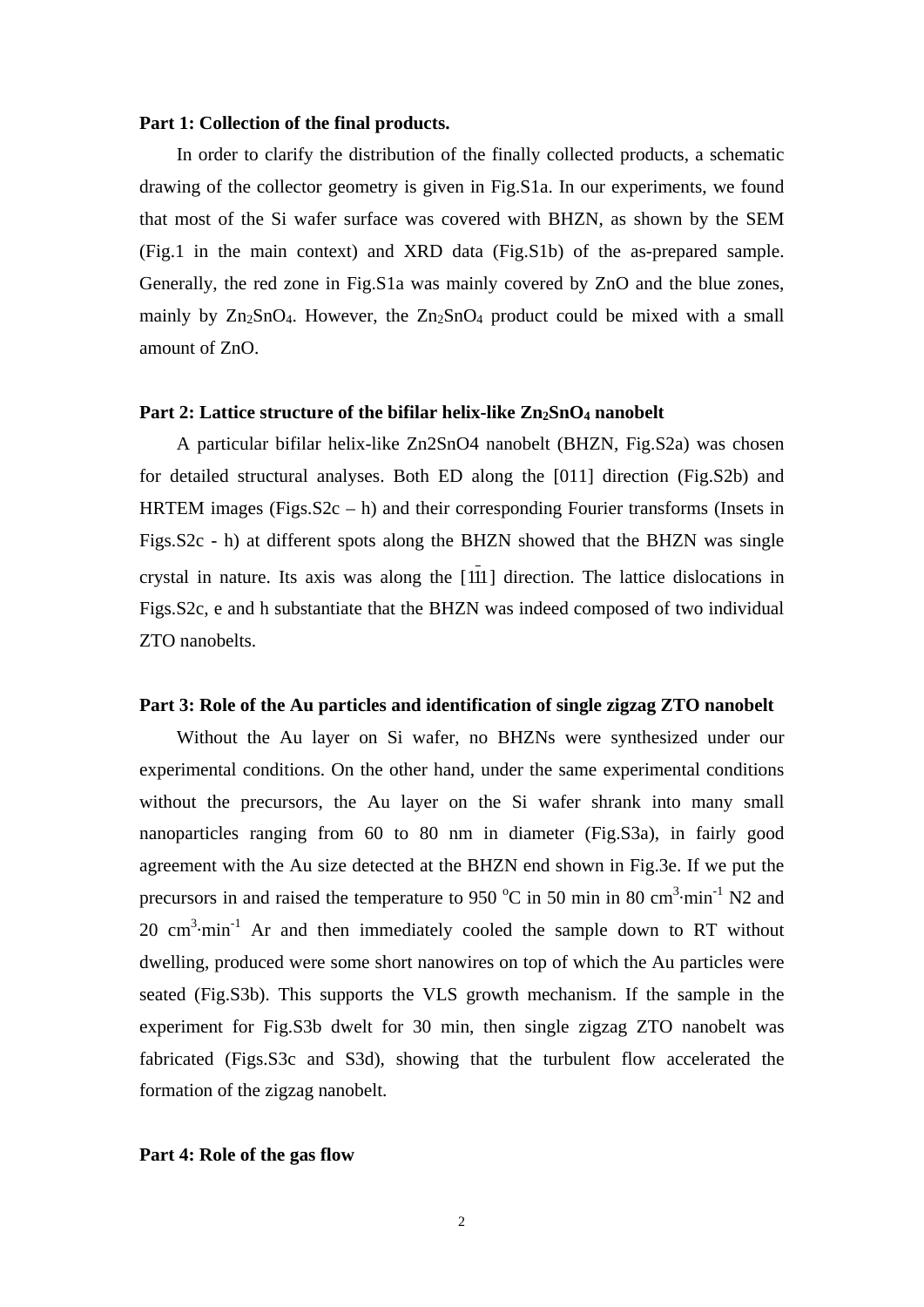**Part 1: Collection of the final products.**

In order to clarify the distribution of the finally collected products, a schematic drawing of the collector geometry is given in Fig.S1a. In our experiments, we found that most of the Si wafer surface was covered with BHZN, as shown by the SEM (Fig.1 in the main context) and XRD data (Fig.S1b) of the as-prepared sample. Generally, the red zone in Fig.S1a was mainly covered by ZnO and the blue zones, mainly by $Zn_2SnO_4$. However, the $Zn_2SnO_4$ product could be mixed with a small amount of ZnO.

**Part 2: Lattice structure of the bifilar helix-like $Zn_2SnO_4$ nanobelt**

A particular bifilar helix-like Zn2SnO4 nanobelt (BHZN, Fig.S2a) was chosen for detailed structural analyses. Both ED along the [011] direction (Fig.S2b) and HRTEM images (Figs.S2c – h) and their corresponding Fourier transforms (Insets in Figs.S2c - h) at different spots along the BHZN showed that the BHZN was single crystal in nature. Its axis was along the $[1\bar{1}1]$ direction. The lattice dislocations in Figs.S2c, e and h substantiate that the BHZN was indeed composed of two individual ZTO nanobelts.

**Part 3: Role of the Au particles and identification of single zigzag ZTO nanobelt**

Without the Au layer on Si wafer, no BHZNs were synthesized under our experimental conditions. On the other hand, under the same experimental conditions without the precursors, the Au layer on the Si wafer shrank into many small nanoparticles ranging from 60 to 80 nm in diameter (Fig.S3a), in fairly good agreement with the Au size detected at the BHZN end shown in Fig.3e. If we put the precursors in and raised the temperature to 950 $^{o}$C in 50 min in 80 $cm^3 \cdot min^{-1}$ N2 and 20 $cm^3 \cdot min^{-1}$ Ar and then immediately cooled the sample down to RT without dwelling, produced were some short nanowires on top of which the Au particles were seated (Fig.S3b). This supports the VLS growth mechanism. If the sample in the experiment for Fig.S3b dwelt for 30 min, then single zigzag ZTO nanobelt was fabricated (Figs.S3c and S3d), showing that the turbulent flow accelerated the formation of the zigzag nanobelt.

**Part 4: Role of the gas flow**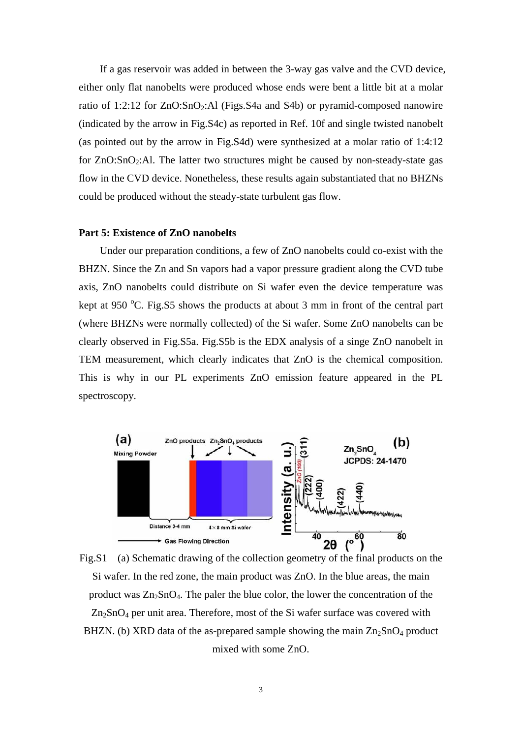If a gas reservoir was added in between the 3-way gas valve and the CVD device, either only flat nanobelts were produced whose ends were bent a little bit at a molar ratio of 1:2:12 for ZnO:$SnO_2$:Al (Figs.S4a and S4b) or pyramid-composed nanowire (indicated by the arrow in Fig.S4c) as reported in Ref. 10f and single twisted nanobelt (as pointed out by the arrow in Fig.S4d) were synthesized at a molar ratio of 1:4:12 for ZnO:$SnO_2$:Al. The latter two structures might be caused by non-steady-state gas flow in the CVD device. Nonetheless, these results again substantiated that no BHZNs could be produced without the steady-state turbulent gas flow.

**Part 5: Existence of ZnO nanobelts**

Under our preparation conditions, a few of ZnO nanobelts could co-exist with the BHZN. Since the Zn and Sn vapors had a vapor pressure gradient along the CVD tube axis, ZnO nanobelts could distribute on Si wafer even the device temperature was kept at 950 $^{o}$C. Fig.S5 shows the products at about 3 mm in front of the central part (where BHZNs were normally collected) of the Si wafer. Some ZnO nanobelts can be clearly observed in Fig.S5a. Fig.S5b is the EDX analysis of a singe ZnO nanobelt in TEM measurement, which clearly indicates that ZnO is the chemical composition. This is why in our PL experiments ZnO emission feature appeared in the PL spectroscopy.

Fig.S1 (a) Schematic drawing of the collection geometry of the final products on the Si wafer. In the red zone, the main product was ZnO. In the blue areas, the main product was $Zn_2SnO_4$. The paler the blue color, the lower the concentration of the $Zn_2SnO_4$ per unit area. Therefore, most of the Si wafer surface was covered with BHZN. (b) XRD data of the as-prepared sample showing the main $Zn_2SnO_4$ product mixed with some ZnO.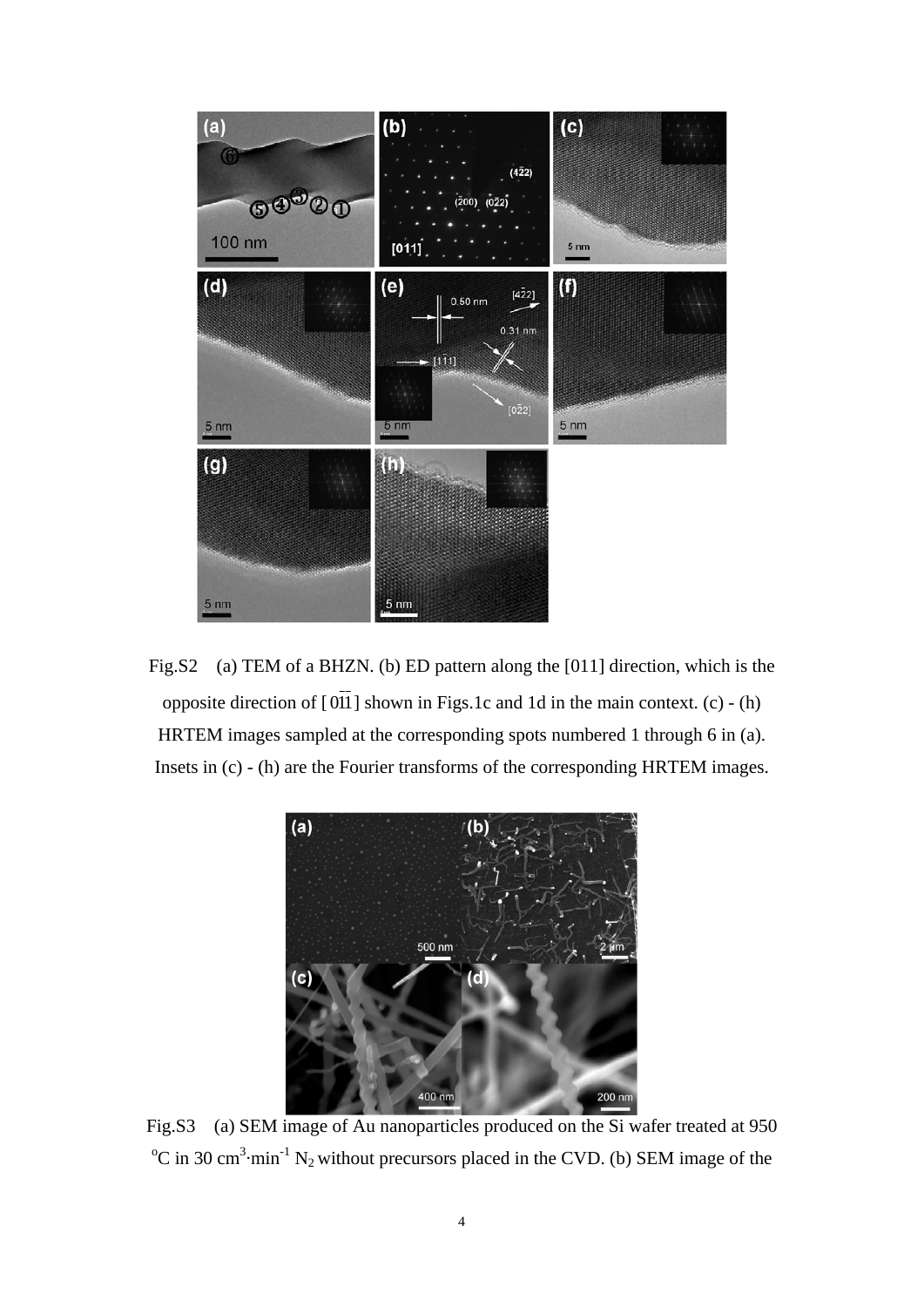Fig.S2 (a) TEM of a BHZN. (b) ED pattern along the [011] direction, which is the opposite direction of $[0\bar{1}\bar{1}]$ shown in Figs.1c and 1d in the main context. (c) - (h) HRTEM images sampled at the corresponding spots numbered 1 through 6 in (a). Insets in (c) - (h) are the Fourier transforms of the corresponding HRTEM images.

Fig.S3 (a) SEM image of Au nanoparticles produced on the Si wafer treated at 950 $^{o}C$ in 30 $cm^{3}\cdot min^{-1}$ $N_2$ without precursors placed in the CVD. (b) SEM image of the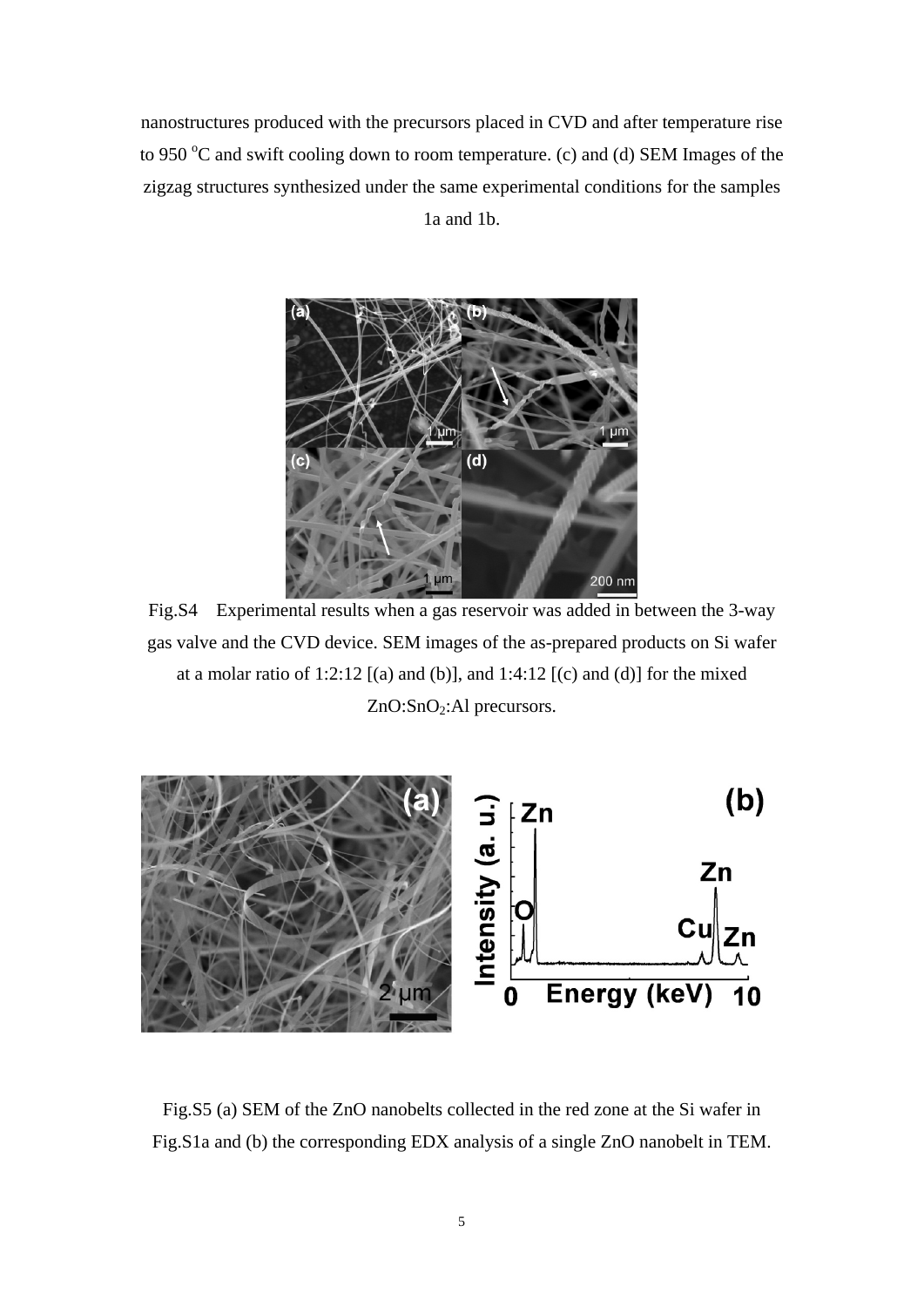nanostructures produced with the precursors placed in CVD and after temperature rise to 950 °C and swift cooling down to room temperature. (c) and (d) SEM Images of the zigzag structures synthesized under the same experimental conditions for the samples 1a and 1b.

(a)
(b)
1 μm
1 μm
(c)
(d)
1 μm
200 nm

Fig.S4 Experimental results when a gas reservoir was added in between the 3-way gas valve and the CVD device. SEM images of the as-prepared products on Si wafer at a molar ratio of 1:2:12 [(a) and (b)], and 1:4:12 [(c) and (d)] for the mixed $ZnO:SnO_2:Al$ precursors.

(a)
2 μm
(b)
Intensity (a. u.)
Energy (keV)
0
10
Zn
O
Zn
Cu
Zn

Fig.S5 (a) SEM of the ZnO nanobelts collected in the red zone at the Si wafer in Fig.S1a and (b) the corresponding EDX analysis of a single ZnO nanobelt in TEM.